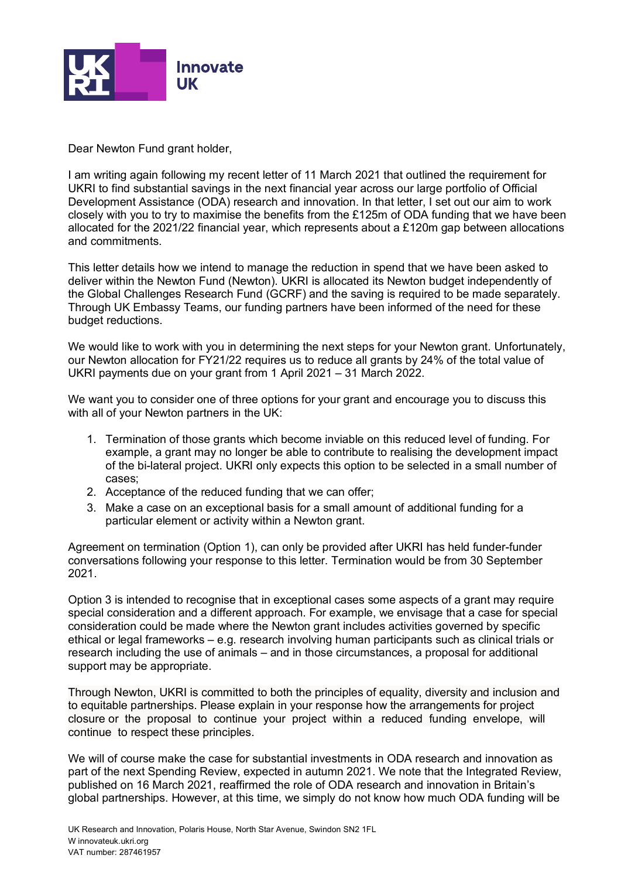Innovate UK

Dear Newton Fund grant holder,

I am writing again following my recent letter of 11 March 2021 that outlined the requirement for UKRI to find substantial savings in the next financial year across our large portfolio of Official Development Assistance (ODA) research and innovation. In that letter, I set out our aim to work closely with you to try to maximise the benefits from the £125m of ODA funding that we have been allocated for the 2021/22 financial year, which represents about a £120m gap between allocations and commitments.

This letter details how we intend to manage the reduction in spend that we have been asked to deliver within the Newton Fund (Newton). UKRI is allocated its Newton budget independently of the Global Challenges Research Fund (GCRF) and the saving is required to be made separately. Through UK Embassy Teams, our funding partners have been informed of the need for these budget reductions.

We would like to work with you in determining the next steps for your Newton grant. Unfortunately, our Newton allocation for FY21/22 requires us to reduce all grants by 24% of the total value of UKRI payments due on your grant from 1 April 2021 – 31 March 2022.

We want you to consider one of three options for your grant and encourage you to discuss this with all of your Newton partners in the UK:

1. Termination of those grants which become inviable on this reduced level of funding. For example, a grant may no longer be able to contribute to realising the development impact of the bi-lateral project. UKRI only expects this option to be selected in a small number of cases;
2. Acceptance of the reduced funding that we can offer;
3. Make a case on an exceptional basis for a small amount of additional funding for a particular element or activity within a Newton grant.

Agreement on termination (Option 1), can only be provided after UKRI has held funder-funder conversations following your response to this letter. Termination would be from 30 September 2021.

Option 3 is intended to recognise that in exceptional cases some aspects of a grant may require special consideration and a different approach. For example, we envisage that a case for special consideration could be made where the Newton grant includes activities governed by specific ethical or legal frameworks – e.g. research involving human participants such as clinical trials or research including the use of animals – and in those circumstances, a proposal for additional support may be appropriate.

Through Newton, UKRI is committed to both the principles of equality, diversity and inclusion and to equitable partnerships. Please explain in your response how the arrangements for project closure or the proposal to continue your project within a reduced funding envelope, will continue to respect these principles.

We will of course make the case for substantial investments in ODA research and innovation as part of the next Spending Review, expected in autumn 2021. We note that the Integrated Review, published on 16 March 2021, reaffirmed the role of ODA research and innovation in Britain's global partnerships. However, at this time, we simply do not know how much ODA funding will be

UK Research and Innovation, Polaris House, North Star Avenue, Swindon SN2 1FL
W innovateuk.ukri.org
VAT number: 287461957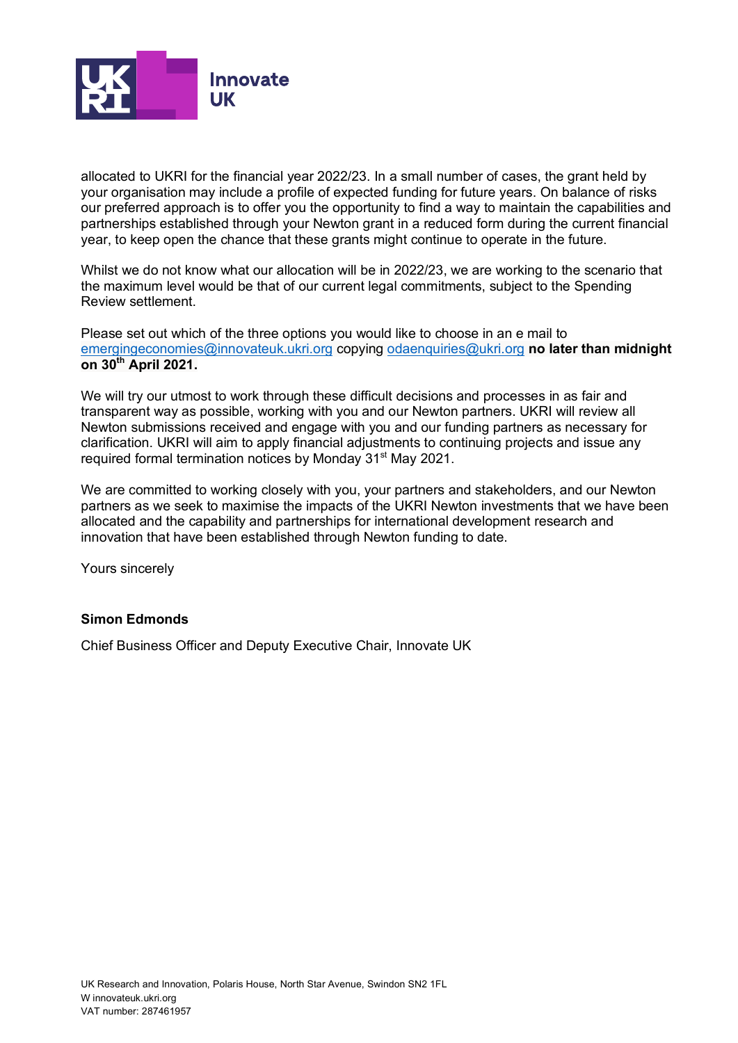allocated to UKRI for the financial year 2022/23. In a small number of cases, the grant held by your organisation may include a profile of expected funding for future years. On balance of risks our preferred approach is to offer you the opportunity to find a way to maintain the capabilities and partnerships established through your Newton grant in a reduced form during the current financial year, to keep open the chance that these grants might continue to operate in the future.

Whilst we do not know what our allocation will be in 2022/23, we are working to the scenario that the maximum level would be that of our current legal commitments, subject to the Spending Review settlement.

Please set out which of the three options you would like to choose in an e mail to emergingeconomies@innovateuk.ukri.org copying odaenquiries@ukri.org **no later than midnight on 30th April 2021.**

We will try our utmost to work through these difficult decisions and processes in as fair and transparent way as possible, working with you and our Newton partners. UKRI will review all Newton submissions received and engage with you and our funding partners as necessary for clarification. UKRI will aim to apply financial adjustments to continuing projects and issue any required formal termination notices by Monday 31st May 2021.

We are committed to working closely with you, your partners and stakeholders, and our Newton partners as we seek to maximise the impacts of the UKRI Newton investments that we have been allocated and the capability and partnerships for international development research and innovation that have been established through Newton funding to date.

Yours sincerely

**Simon Edmonds**

Chief Business Officer and Deputy Executive Chair, Innovate UK

UK Research and Innovation, Polaris House, North Star Avenue, Swindon SN2 1FL
W innovateuk.ukri.org
VAT number: 287461957